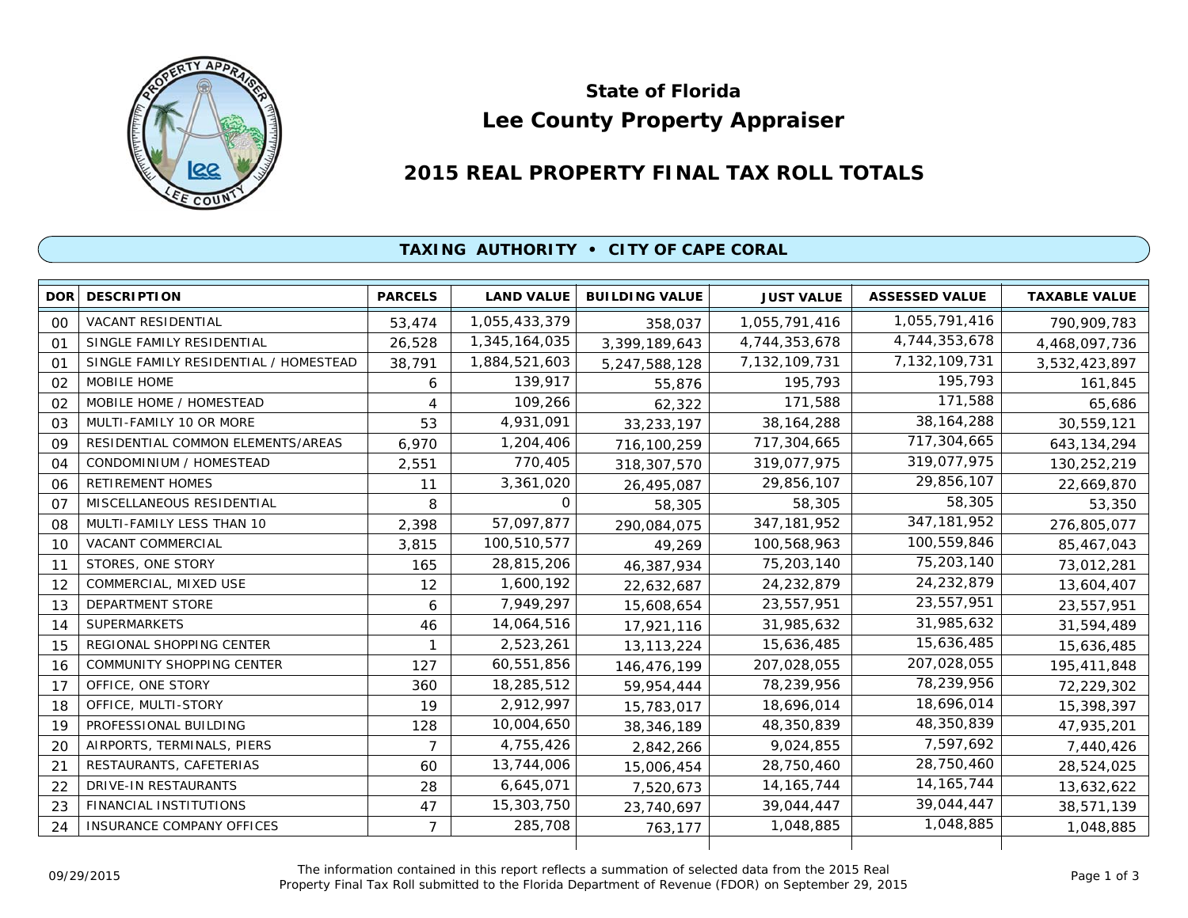# State of Florida
# Lee County Property Appraiser

## 2015 REAL PROPERTY FINAL TAX ROLL TOTALS

### TAXING AUTHORITY • CITY OF CAPE CORAL

| DOR | DESCRIPTION | PARCELS | LAND VALUE | BUILDING VALUE | JUST VALUE | ASSESSED VALUE | TAXABLE VALUE |
|---|---|---|---|---|---|---|---|
| 00 | VACANT RESIDENTIAL | 53,474 | 1,055,433,379 | 358,037 | 1,055,791,416 | 1,055,791,416 | 790,909,783 |
| 01 | SINGLE FAMILY RESIDENTIAL | 26,528 | 1,345,164,035 | 3,399,189,643 | 4,744,353,678 | 4,744,353,678 | 4,468,097,736 |
| 01 | SINGLE FAMILY RESIDENTIAL / HOMESTEAD | 38,791 | 1,884,521,603 | 5,247,588,128 | 7,132,109,731 | 7,132,109,731 | 3,532,423,897 |
| 02 | MOBILE HOME | 6 | 139,917 | 55,876 | 195,793 | 195,793 | 161,845 |
| 02 | MOBILE HOME / HOMESTEAD | 4 | 109,266 | 62,322 | 171,588 | 171,588 | 65,686 |
| 03 | MULTI-FAMILY 10 OR MORE | 53 | 4,931,091 | 33,233,197 | 38,164,288 | 38,164,288 | 30,559,121 |
| 09 | RESIDENTIAL COMMON ELEMENTS/AREAS | 6,970 | 1,204,406 | 716,100,259 | 717,304,665 | 717,304,665 | 643,134,294 |
| 04 | CONDOMINIUM / HOMESTEAD | 2,551 | 770,405 | 318,307,570 | 319,077,975 | 319,077,975 | 130,252,219 |
| 06 | RETIREMENT HOMES | 11 | 3,361,020 | 26,495,087 | 29,856,107 | 29,856,107 | 22,669,870 |
| 07 | MISCELLANEOUS RESIDENTIAL | 8 | 0 | 58,305 | 58,305 | 58,305 | 53,350 |
| 08 | MULTI-FAMILY LESS THAN 10 | 2,398 | 57,097,877 | 290,084,075 | 347,181,952 | 347,181,952 | 276,805,077 |
| 10 | VACANT COMMERCIAL | 3,815 | 100,510,577 | 49,269 | 100,568,963 | 100,559,846 | 85,467,043 |
| 11 | STORES, ONE STORY | 165 | 28,815,206 | 46,387,934 | 75,203,140 | 75,203,140 | 73,012,281 |
| 12 | COMMERCIAL, MIXED USE | 12 | 1,600,192 | 22,632,687 | 24,232,879 | 24,232,879 | 13,604,407 |
| 13 | DEPARTMENT STORE | 6 | 7,949,297 | 15,608,654 | 23,557,951 | 23,557,951 | 23,557,951 |
| 14 | SUPERMARKETS | 46 | 14,064,516 | 17,921,116 | 31,985,632 | 31,985,632 | 31,594,489 |
| 15 | REGIONAL SHOPPING CENTER | 1 | 2,523,261 | 13,113,224 | 15,636,485 | 15,636,485 | 15,636,485 |
| 16 | COMMUNITY SHOPPING CENTER | 127 | 60,551,856 | 146,476,199 | 207,028,055 | 207,028,055 | 195,411,848 |
| 17 | OFFICE, ONE STORY | 360 | 18,285,512 | 59,954,444 | 78,239,956 | 78,239,956 | 72,229,302 |
| 18 | OFFICE, MULTI-STORY | 19 | 2,912,997 | 15,783,017 | 18,696,014 | 18,696,014 | 15,398,397 |
| 19 | PROFESSIONAL BUILDING | 128 | 10,004,650 | 38,346,189 | 48,350,839 | 48,350,839 | 47,935,201 |
| 20 | AIRPORTS, TERMINALS, PIERS | 7 | 4,755,426 | 2,842,266 | 9,024,855 | 7,597,692 | 7,440,426 |
| 21 | RESTAURANTS, CAFETERIAS | 60 | 13,744,006 | 15,006,454 | 28,750,460 | 28,750,460 | 28,524,025 |
| 22 | DRIVE-IN RESTAURANTS | 28 | 6,645,071 | 7,520,673 | 14,165,744 | 14,165,744 | 13,632,622 |
| 23 | FINANCIAL INSTITUTIONS | 47 | 15,303,750 | 23,740,697 | 39,044,447 | 39,044,447 | 38,571,139 |
| 24 | INSURANCE COMPANY OFFICES | 7 | 285,708 | 763,177 | 1,048,885 | 1,048,885 | 1,048,885 |

09/29/2015

The information contained in this report reflects a summation of selected data from the 2015 Real Property Final Tax Roll submitted to the Florida Department of Revenue (FDOR) on September 29, 2015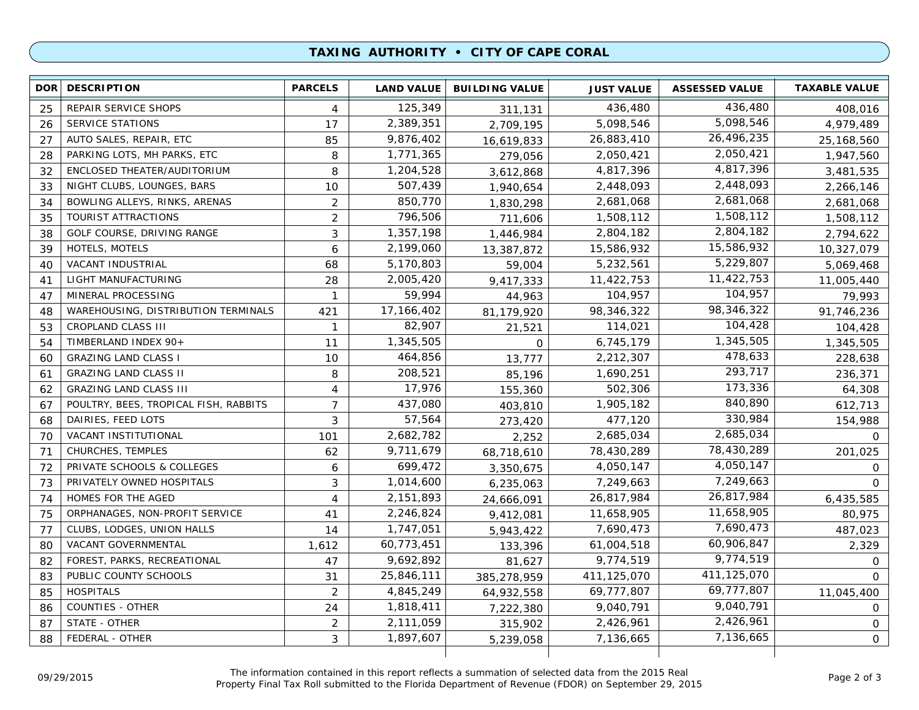## TAXING AUTHORITY • CITY OF CAPE CORAL

| DOR | DESCRIPTION | PARCELS | LAND VALUE | BUILDING VALUE | JUST VALUE | ASSESSED VALUE | TAXABLE VALUE |
|---|---|---|---|---|---|---|---|
| 25 | REPAIR SERVICE SHOPS | 4 | 125,349 | 311,131 | 436,480 | 436,480 | 408,016 |
| 26 | SERVICE STATIONS | 17 | 2,389,351 | 2,709,195 | 5,098,546 | 5,098,546 | 4,979,489 |
| 27 | AUTO SALES, REPAIR, ETC | 85 | 9,876,402 | 16,619,833 | 26,883,410 | 26,496,235 | 25,168,560 |
| 28 | PARKING LOTS, MH PARKS, ETC | 8 | 1,771,365 | 279,056 | 2,050,421 | 2,050,421 | 1,947,560 |
| 32 | ENCLOSED THEATER/AUDITORIUM | 8 | 1,204,528 | 3,612,868 | 4,817,396 | 4,817,396 | 3,481,535 |
| 33 | NIGHT CLUBS, LOUNGES, BARS | 10 | 507,439 | 1,940,654 | 2,448,093 | 2,448,093 | 2,266,146 |
| 34 | BOWLING ALLEYS, RINKS, ARENAS | 2 | 850,770 | 1,830,298 | 2,681,068 | 2,681,068 | 2,681,068 |
| 35 | TOURIST ATTRACTIONS | 2 | 796,506 | 711,606 | 1,508,112 | 1,508,112 | 1,508,112 |
| 38 | GOLF COURSE, DRIVING RANGE | 3 | 1,357,198 | 1,446,984 | 2,804,182 | 2,804,182 | 2,794,622 |
| 39 | HOTELS, MOTELS | 6 | 2,199,060 | 13,387,872 | 15,586,932 | 15,586,932 | 10,327,079 |
| 40 | VACANT INDUSTRIAL | 68 | 5,170,803 | 59,004 | 5,232,561 | 5,229,807 | 5,069,468 |
| 41 | LIGHT MANUFACTURING | 28 | 2,005,420 | 9,417,333 | 11,422,753 | 11,422,753 | 11,005,440 |
| 47 | MINERAL PROCESSING | 1 | 59,994 | 44,963 | 104,957 | 104,957 | 79,993 |
| 48 | WAREHOUSING, DISTRIBUTION TERMINALS | 421 | 17,166,402 | 81,179,920 | 98,346,322 | 98,346,322 | 91,746,236 |
| 53 | CROPLAND CLASS III | 1 | 82,907 | 21,521 | 114,021 | 104,428 | 104,428 |
| 54 | TIMBERLAND INDEX 90+ | 11 | 1,345,505 | 0 | 6,745,179 | 1,345,505 | 1,345,505 |
| 60 | GRAZING LAND CLASS I | 10 | 464,856 | 13,777 | 2,212,307 | 478,633 | 228,638 |
| 61 | GRAZING LAND CLASS II | 8 | 208,521 | 85,196 | 1,690,251 | 293,717 | 236,371 |
| 62 | GRAZING LAND CLASS III | 4 | 17,976 | 155,360 | 502,306 | 173,336 | 64,308 |
| 67 | POULTRY, BEES, TROPICAL FISH, RABBITS | 7 | 437,080 | 403,810 | 1,905,182 | 840,890 | 612,713 |
| 68 | DAIRIES, FEED LOTS | 3 | 57,564 | 273,420 | 477,120 | 330,984 | 154,988 |
| 70 | VACANT INSTITUTIONAL | 101 | 2,682,782 | 2,252 | 2,685,034 | 2,685,034 | 0 |
| 71 | CHURCHES, TEMPLES | 62 | 9,711,679 | 68,718,610 | 78,430,289 | 78,430,289 | 201,025 |
| 72 | PRIVATE SCHOOLS & COLLEGES | 6 | 699,472 | 3,350,675 | 4,050,147 | 4,050,147 | 0 |
| 73 | PRIVATELY OWNED HOSPITALS | 3 | 1,014,600 | 6,235,063 | 7,249,663 | 7,249,663 | 0 |
| 74 | HOMES FOR THE AGED | 4 | 2,151,893 | 24,666,091 | 26,817,984 | 26,817,984 | 6,435,585 |
| 75 | ORPHANAGES, NON-PROFIT SERVICE | 41 | 2,246,824 | 9,412,081 | 11,658,905 | 11,658,905 | 80,975 |
| 77 | CLUBS, LODGES, UNION HALLS | 14 | 1,747,051 | 5,943,422 | 7,690,473 | 7,690,473 | 487,023 |
| 80 | VACANT GOVERNMENTAL | 1,612 | 60,773,451 | 133,396 | 61,004,518 | 60,906,847 | 2,329 |
| 82 | FOREST, PARKS, RECREATIONAL | 47 | 9,692,892 | 81,627 | 9,774,519 | 9,774,519 | 0 |
| 83 | PUBLIC COUNTY SCHOOLS | 31 | 25,846,111 | 385,278,959 | 411,125,070 | 411,125,070 | 0 |
| 85 | HOSPITALS | 2 | 4,845,249 | 64,932,558 | 69,777,807 | 69,777,807 | 11,045,400 |
| 86 | COUNTIES - OTHER | 24 | 1,818,411 | 7,222,380 | 9,040,791 | 9,040,791 | 0 |
| 87 | STATE - OTHER | 2 | 2,111,059 | 315,902 | 2,426,961 | 2,426,961 | 0 |
| 88 | FEDERAL - OTHER | 3 | 1,897,607 | 5,239,058 | 7,136,665 | 7,136,665 | 0 |

09/29/2015

The information contained in this report reflects a summation of selected data from the 2015 Real Property Final Tax Roll submitted to the Florida Department of Revenue (FDOR) on September 29, 2015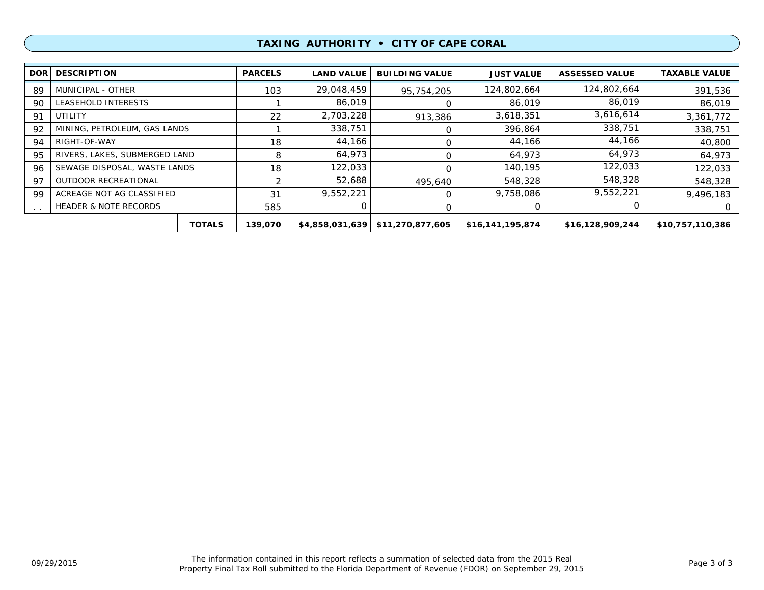## TAXING AUTHORITY • CITY OF CAPE CORAL

| DOR | DESCRIPTION | PARCELS | LAND VALUE | BUILDING VALUE | JUST VALUE | ASSESSED VALUE | TAXABLE VALUE |
|---|---|---|---|---|---|---|---|
| 89 | MUNICIPAL - OTHER | 103 | 29,048,459 | 95,754,205 | 124,802,664 | 124,802,664 | 391,536 |
| 90 | LEASEHOLD INTERESTS | 1 | 86,019 | 0 | 86,019 | 86,019 | 86,019 |
| 91 | UTILITY | 22 | 2,703,228 | 913,386 | 3,618,351 | 3,616,614 | 3,361,772 |
| 92 | MINING, PETROLEUM, GAS LANDS | 1 | 338,751 | 0 | 396,864 | 338,751 | 338,751 |
| 94 | RIGHT-OF-WAY | 18 | 44,166 | 0 | 44,166 | 44,166 | 40,800 |
| 95 | RIVERS, LAKES, SUBMERGED LAND | 8 | 64,973 | 0 | 64,973 | 64,973 | 64,973 |
| 96 | SEWAGE DISPOSAL, WASTE LANDS | 18 | 122,033 | 0 | 140,195 | 122,033 | 122,033 |
| 97 | OUTDOOR RECREATIONAL | 2 | 52,688 | 495,640 | 548,328 | 548,328 | 548,328 |
| 99 | ACREAGE NOT AG CLASSIFIED | 31 | 9,552,221 | 0 | 9,758,086 | 9,552,221 | 9,496,183 |
| . . | HEADER & NOTE RECORDS | 585 | 0 | 0 | 0 | 0 | 0 |
| | **TOTALS** | **139,070** | **$4,858,031,639** | **$11,270,877,605** | **$16,141,195,874** | **$16,128,909,244** | **$10,757,110,386** |

09/29/2015

The information contained in this report reflects a summation of selected data from the 2015 Real Property Final Tax Roll submitted to the Florida Department of Revenue (FDOR) on September 29, 2015